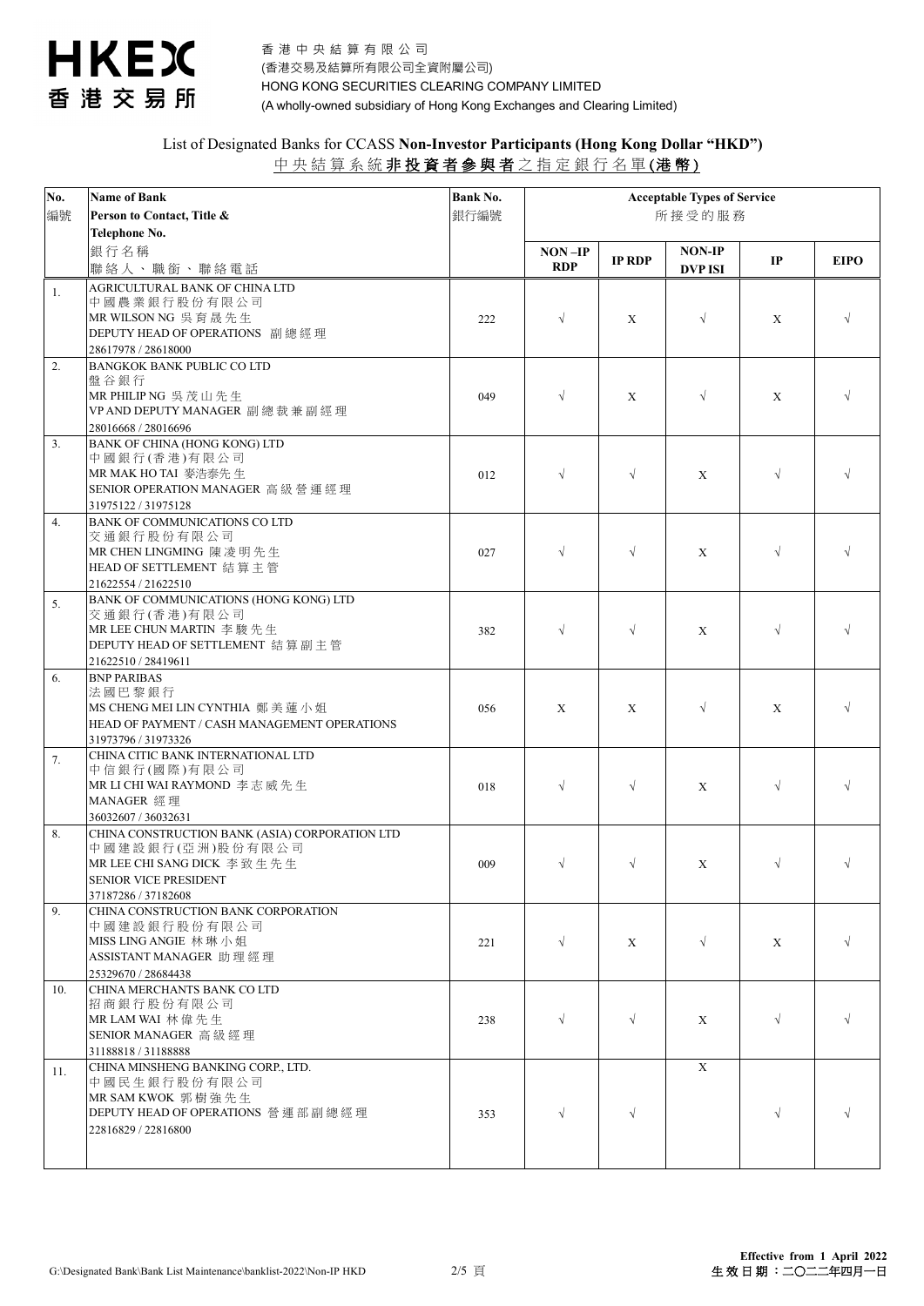香港中央結算有限公司
(香港交易及結算所有限公司全資附屬公司)
HONG KONG SECURITIES CLEARING COMPANY LIMITED
(A wholly-owned subsidiary of Hong Kong Exchanges and Clearing Limited)

## List of Designated Banks for CCASS **Non-Investor Participants (Hong Kong Dollar "HKD")**

## 中央結算系統**非投資者參與者**之指定銀行名單**(港幣)**

| No.<br>編號 | Name of Bank<br>Person to Contact, Title & Telephone No.<br>銀行名稱<br>聯絡人、職銜、聯絡電話 | Bank No.<br>銀行編號 | Acceptable Types of Service 所接受的服務<br>NON–IP RDP | <br>IP RDP | <br>NON-IP DVP ISI | <br>IP | <br>EIPO |
|---|---|---|---|---|---|---|---|
| 1. | AGRICULTURAL BANK OF CHINA LTD<br>中國農業銀行股份有限公司<br>MR WILSON NG 吳育晟先生<br>DEPUTY HEAD OF OPERATIONS 副總經理<br>28617978 / 28618000 | 222 | √ | X | √ | X | √ |
| 2. | BANGKOK BANK PUBLIC CO LTD<br>盤谷銀行<br>MR PHILIP NG 吳茂山先生<br>VP AND DEPUTY MANAGER 副總裁兼副經理<br>28016668 / 28016696 | 049 | √ | X | √ | X | √ |
| 3. | BANK OF CHINA (HONG KONG) LTD<br>中國銀行(香港)有限公司<br>MR MAK HO TAI 麥浩泰先生<br>SENIOR OPERATION MANAGER 高級營運經理<br>31975122 / 31975128 | 012 | √ | √ | X | √ | √ |
| 4. | BANK OF COMMUNICATIONS CO LTD<br>交通銀行股份有限公司<br>MR CHEN LINGMING 陳凌明先生<br>HEAD OF SETTLEMENT 結算主管<br>21622554 / 21622510 | 027 | √ | √ | X | √ | √ |
| 5. | BANK OF COMMUNICATIONS (HONG KONG) LTD<br>交通銀行(香港)有限公司<br>MR LEE CHUN MARTIN 李駿先生<br>DEPUTY HEAD OF SETTLEMENT 結算副主管<br>21622510 / 28419611 | 382 | √ | √ | X | √ | √ |
| 6. | BNP PARIBAS<br>法國巴黎銀行<br>MS CHENG MEI LIN CYNTHIA 鄭美蓮小姐<br>HEAD OF PAYMENT / CASH MANAGEMENT OPERATIONS<br>31973796 / 31973326 | 056 | X | X | √ | X | √ |
| 7. | CHINA CITIC BANK INTERNATIONAL LTD<br>中信銀行(國際)有限公司<br>MR LI CHI WAI RAYMOND 李志威先生<br>MANAGER 經理<br>36032607 / 36032631 | 018 | √ | √ | X | √ | √ |
| 8. | CHINA CONSTRUCTION BANK (ASIA) CORPORATION LTD<br>中國建設銀行(亞洲)股份有限公司<br>MR LEE CHI SANG DICK 李致生先生<br>SENIOR VICE PRESIDENT<br>37187286 / 37182608 | 009 | √ | √ | X | √ | √ |
| 9. | CHINA CONSTRUCTION BANK CORPORATION<br>中國建設銀行股份有限公司<br>MISS LING ANGIE 林琳小姐<br>ASSISTANT MANAGER 助理經理<br>25329670 / 28684438 | 221 | √ | X | √ | X | √ |
| 10. | CHINA MERCHANTS BANK CO LTD<br>招商銀行股份有限公司<br>MR LAM WAI 林偉先生<br>SENIOR MANAGER 高級經理<br>31188818 / 31188888 | 238 | √ | √ | X | √ | √ |
| 11. | CHINA MINSHENG BANKING CORP., LTD.<br>中國民生銀行股份有限公司<br>MR SAM KWOK 郭樹強先生<br>DEPUTY HEAD OF OPERATIONS 營運部副總經理<br>22816829 / 22816800 | 353 | √ | √ | X | √ | √ |

Effective from 1 April 2022
生效日期：二〇二二年四月一日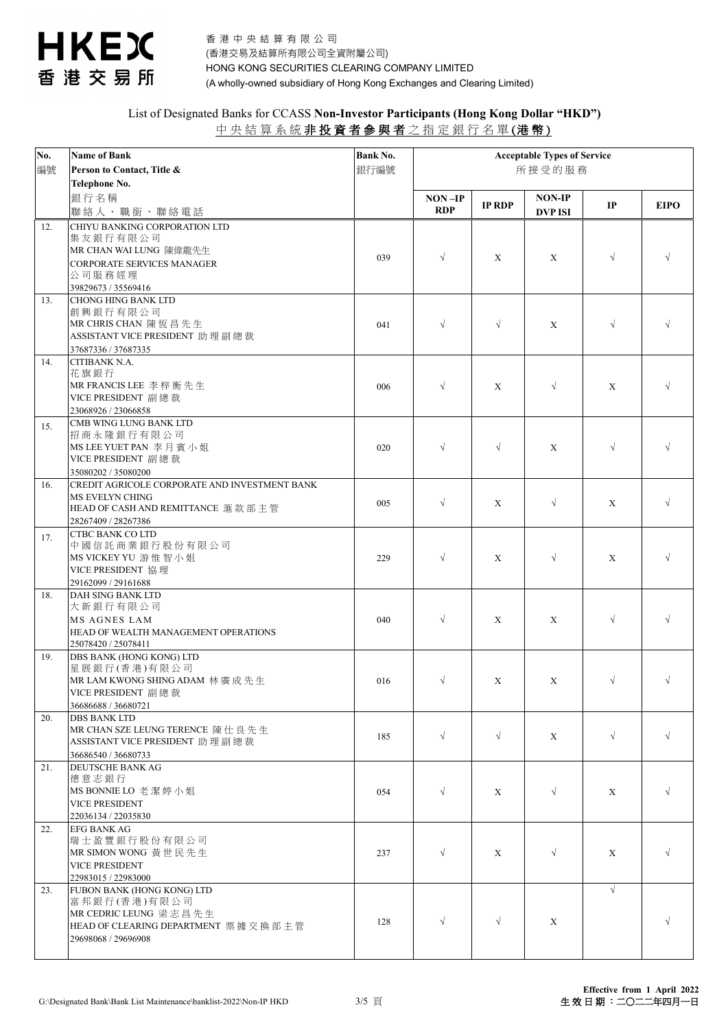香港中央結算有限公司
(香港交易及結算所有限公司全資附屬公司)
HONG KONG SECURITIES CLEARING COMPANY LIMITED
(A wholly-owned subsidiary of Hong Kong Exchanges and Clearing Limited)

## List of Designated Banks for CCASS **Non-Investor Participants (Hong Kong Dollar "HKD")**

## 中央結算系統**非投資者參與者**之指定銀行名單(**港幣**)

| No. 編號 | Name of Bank / Person to Contact, Title & Telephone No. 銀行名稱 聯絡人、職銜、聯絡電話 | Bank No. 銀行編號 | Acceptable Types of Service 所接受的服務 | | | | |
|---|---|---|---|---|---|---|---|
| | | | NON –IP RDP | IP RDP | NON-IP DVP ISI | IP | EIPO |
| 12. | CHIYU BANKING CORPORATION LTD<br>集友銀行有限公司<br>MR CHAN WAI LUNG 陳偉龍先生<br>CORPORATE SERVICES MANAGER<br>公司服務經理<br>39829673 / 35569416 | 039 | √ | X | X | √ | √ |
| 13. | CHONG HING BANK LTD<br>創興銀行有限公司<br>MR CHRIS CHAN 陳恆昌先生<br>ASSISTANT VICE PRESIDENT 助理副總裁<br>37687336 / 37687335 | 041 | √ | √ | X | √ | √ |
| 14. | CITIBANK N.A.<br>花旗銀行<br>MR FRANCIS LEE 李梓衡先生<br>VICE PRESIDENT 副總裁<br>23068926 / 23066858 | 006 | √ | X | √ | X | √ |
| 15. | CMB WING LUNG BANK LTD<br>招商永隆銀行有限公司<br>MS LEE YUET PAN 李月賓小姐<br>VICE PRESIDENT 副總裁<br>35080202 / 35080200 | 020 | √ | √ | X | √ | √ |
| 16. | CREDIT AGRICOLE CORPORATE AND INVESTMENT BANK<br>MS EVELYN CHING<br>HEAD OF CASH AND REMITTANCE 滙款部主管<br>28267409 / 28267386 | 005 | √ | X | √ | X | √ |
| 17. | CTBC BANK CO LTD<br>中國信託商業銀行股份有限公司<br>MS VICKEY YU 游惟智小姐<br>VICE PRESIDENT 協理<br>29162099 / 29161688 | 229 | √ | X | √ | X | √ |
| 18. | DAH SING BANK LTD<br>大新銀行有限公司<br>MS AGNES LAM<br>HEAD OF WEALTH MANAGEMENT OPERATIONS<br>25078420 / 25078411 | 040 | √ | X | X | √ | √ |
| 19. | DBS BANK (HONG KONG) LTD<br>星展銀行(香港)有限公司<br>MR LAM KWONG SHING ADAM 林廣成先生<br>VICE PRESIDENT 副總裁<br>36686688 / 36680721 | 016 | √ | X | X | √ | √ |
| 20. | DBS BANK LTD<br>MR CHAN SZE LEUNG TERENCE 陳仕良先生<br>ASSISTANT VICE PRESIDENT 助理副總裁<br>36686540 / 36680733 | 185 | √ | √ | X | √ | √ |
| 21. | DEUTSCHE BANK AG<br>德意志銀行<br>MS BONNIE LO 老潔婷小姐<br>VICE PRESIDENT<br>22036134 / 22035830 | 054 | √ | X | √ | X | √ |
| 22. | EFG BANK AG<br>瑞士盈豐銀行股份有限公司<br>MR SIMON WONG 黄世民先生<br>VICE PRESIDENT<br>22983015 / 22983000 | 237 | √ | X | √ | X | √ |
| 23. | FUBON BANK (HONG KONG) LTD<br>富邦銀行(香港)有限公司<br>MR CEDRIC LEUNG 梁志昌先生<br>HEAD OF CLEARING DEPARTMENT 票據交換部主管<br>29698068 / 29696908 | 128 | √ | √ | X | √ | √ |

G:\Designated Bank\Bank List Maintenance\banklist-2022\Non-IP HKD

**Effective from 1 April 2022**
**生效日期：二〇二二年四月一日**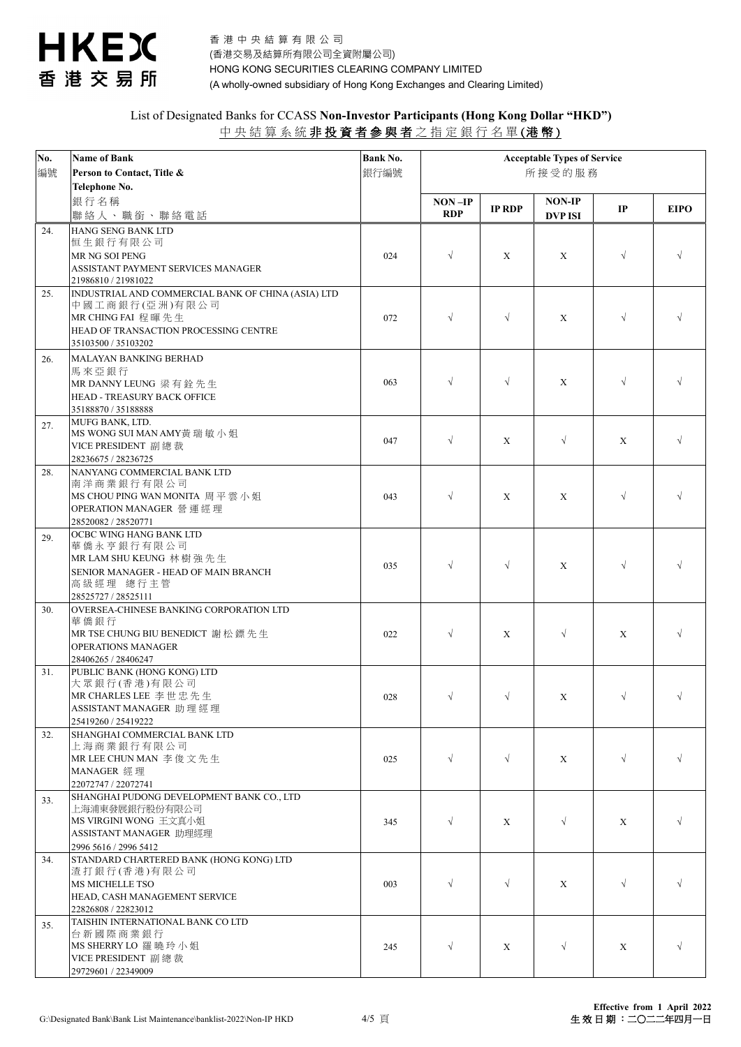香港中央結算有限公司
(香港交易及結算所有限公司全資附屬公司)
HONG KONG SECURITIES CLEARING COMPANY LIMITED
(A wholly-owned subsidiary of Hong Kong Exchanges and Clearing Limited)

## List of Designated Banks for CCASS **Non-Investor Participants (Hong Kong Dollar "HKD")**

## 中央結算系統**非投資者參與者**之指定銀行名單**(港幣)**

| No. 編號 | Name of Bank / Person to Contact, Title & Telephone No. 銀行名稱 聯絡人、職銜、聯絡電話 | Bank No. 銀行編號 | Acceptable Types of Service 所接受的服務 | | | | |
|---|---|---|---|---|---|---|---|
| | | | NON –IP RDP | IP RDP | NON-IP DVP ISI | IP | EIPO |
| 24. | HANG SENG BANK LTD<br>恒生銀行有限公司<br>MR NG SOI PENG<br>ASSISTANT PAYMENT SERVICES MANAGER<br>21986810 / 21981022 | 024 | √ | X | X | √ | √ |
| 25. | INDUSTRIAL AND COMMERCIAL BANK OF CHINA (ASIA) LTD<br>中國工商銀行(亞洲)有限公司<br>MR CHING FAI 程暉先生<br>HEAD OF TRANSACTION PROCESSING CENTRE<br>35103500 / 35103202 | 072 | √ | √ | X | √ | √ |
| 26. | MALAYAN BANKING BERHAD<br>馬來亞銀行<br>MR DANNY LEUNG 梁有銓先生<br>HEAD - TREASURY BACK OFFICE<br>35188870 / 35188888 | 063 | √ | √ | X | √ | √ |
| 27. | MUFG BANK, LTD.<br>MS WONG SUI MAN AMY黃瑞敏小姐<br>VICE PRESIDENT 副總裁<br>28236675 / 28236725 | 047 | √ | X | √ | X | √ |
| 28. | NANYANG COMMERCIAL BANK LTD<br>南洋商業銀行有限公司<br>MS CHOU PING WAN MONITA 周平雲小姐<br>OPERATION MANAGER 營運經理<br>28520082 / 28520771 | 043 | √ | X | X | √ | √ |
| 29. | OCBC WING HANG BANK LTD<br>華僑永亨銀行有限公司<br>MR LAM SHU KEUNG 林樹強先生<br>SENIOR MANAGER - HEAD OF MAIN BRANCH<br>高級經理 總行主管<br>28525727 / 28525111 | 035 | √ | √ | X | √ | √ |
| 30. | OVERSEA-CHINESE BANKING CORPORATION LTD<br>華僑銀行<br>MR TSE CHUNG BIU BENEDICT 謝松鏢先生<br>OPERATIONS MANAGER<br>28406265 / 28406247 | 022 | √ | X | √ | X | √ |
| 31. | PUBLIC BANK (HONG KONG) LTD<br>大眾銀行(香港)有限公司<br>MR CHARLES LEE 李世忠先生<br>ASSISTANT MANAGER 助理經理<br>25419260 / 25419222 | 028 | √ | √ | X | √ | √ |
| 32. | SHANGHAI COMMERCIAL BANK LTD<br>上海商業銀行有限公司<br>MR LEE CHUN MAN 李俊文先生<br>MANAGER 經理<br>22072747 / 22072741 | 025 | √ | √ | X | √ | √ |
| 33. | SHANGHAI PUDONG DEVELOPMENT BANK CO., LTD<br>上海浦東發展銀行股份有限公司<br>MS VIRGINI WONG 王文真小姐<br>ASSISTANT MANAGER 助理經理<br>2996 5616 / 2996 5412 | 345 | √ | X | √ | X | √ |
| 34. | STANDARD CHARTERED BANK (HONG KONG) LTD<br>渣打銀行(香港)有限公司<br>MS MICHELLE TSO<br>HEAD, CASH MANAGEMENT SERVICE<br>22826808 / 22823012 | 003 | √ | √ | X | √ | √ |
| 35. | TAISHIN INTERNATIONAL BANK CO LTD<br>台新國際商業銀行<br>MS SHERRY LO 羅曉玲小姐<br>VICE PRESIDENT 副總裁<br>29729601 / 22349009 | 245 | √ | X | √ | X | √ |

G:\Designated Bank\Bank List Maintenance\banklist-2022\Non-IP HKD

**Effective from 1 April 2022**
**生效日期：二〇二二年四月一日**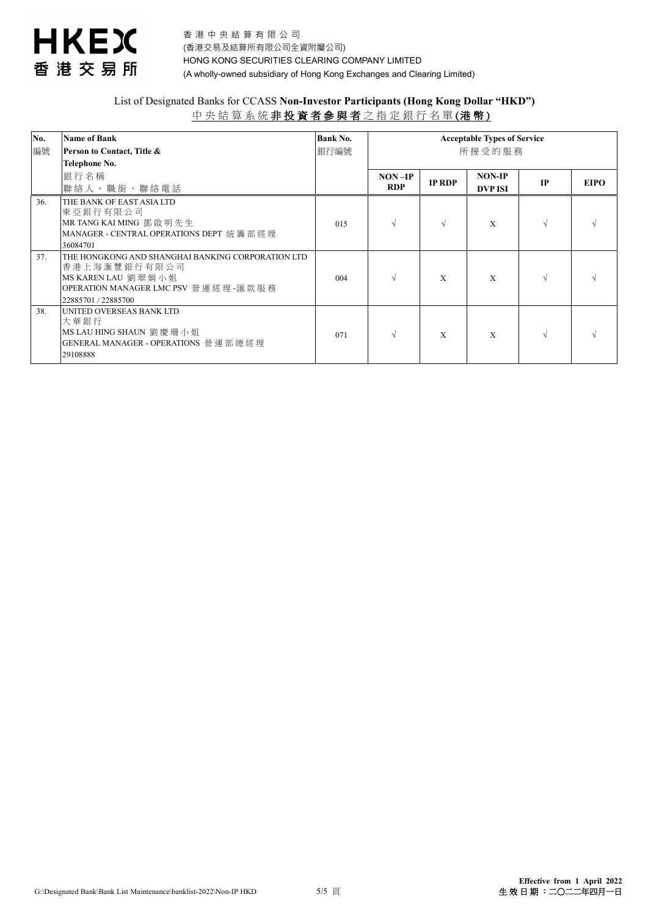香港中央結算有限公司
(香港交易及結算所有限公司全資附屬公司)
HONG KONG SECURITIES CLEARING COMPANY LIMITED
(A wholly-owned subsidiary of Hong Kong Exchanges and Clearing Limited)

## List of Designated Banks for CCASS **Non-Investor Participants (Hong Kong Dollar "HKD")**

## 中央結算系統**非投資者參與者**之指定銀行名單**(港幣)**

| No. 編號 | Name of Bank / Person to Contact, Title & Telephone No. / 銀行名稱 / 聯絡人、職銜、聯絡電話 | Bank No. 銀行編號 | Acceptable Types of Service 所接受的服務 | | | | |
|---|---|---|---|---|---|---|---|
| | | | **NON –IP RDP** | **IP RDP** | **NON-IP DVP ISI** | **IP** | **EIPO** |
| 36. | THE BANK OF EAST ASIA LTD<br>東亞銀行有限公司<br>MR TANG KAI MING 鄧啟明先生<br>MANAGER - CENTRAL OPERATIONS DEPT 統籌部經理<br>36084701 | 015 | √ | √ | X | √ | √ |
| 37. | THE HONGKONG AND SHANGHAI BANKING CORPORATION LTD<br>香港上海滙豐銀行有限公司<br>MS KAREN LAU 劉翠娟小姐<br>OPERATION MANAGER LMC PSV 營運經理-匯款服務<br>22885701 / 22885700 | 004 | √ | X | X | √ | √ |
| 38. | UNITED OVERSEAS BANK LTD<br>大華銀行<br>MS LAU HING SHAUN 劉慶珊小姐<br>GENERAL MANAGER - OPERATIONS 營運部總經理<br>29108888 | 071 | √ | X | X | √ | √ |

G:\Designated Bank\Bank List Maintenance\banklist-2022\Non-IP HKD

**Effective from 1 April 2022**
**生效日期：二〇二二年四月一日**